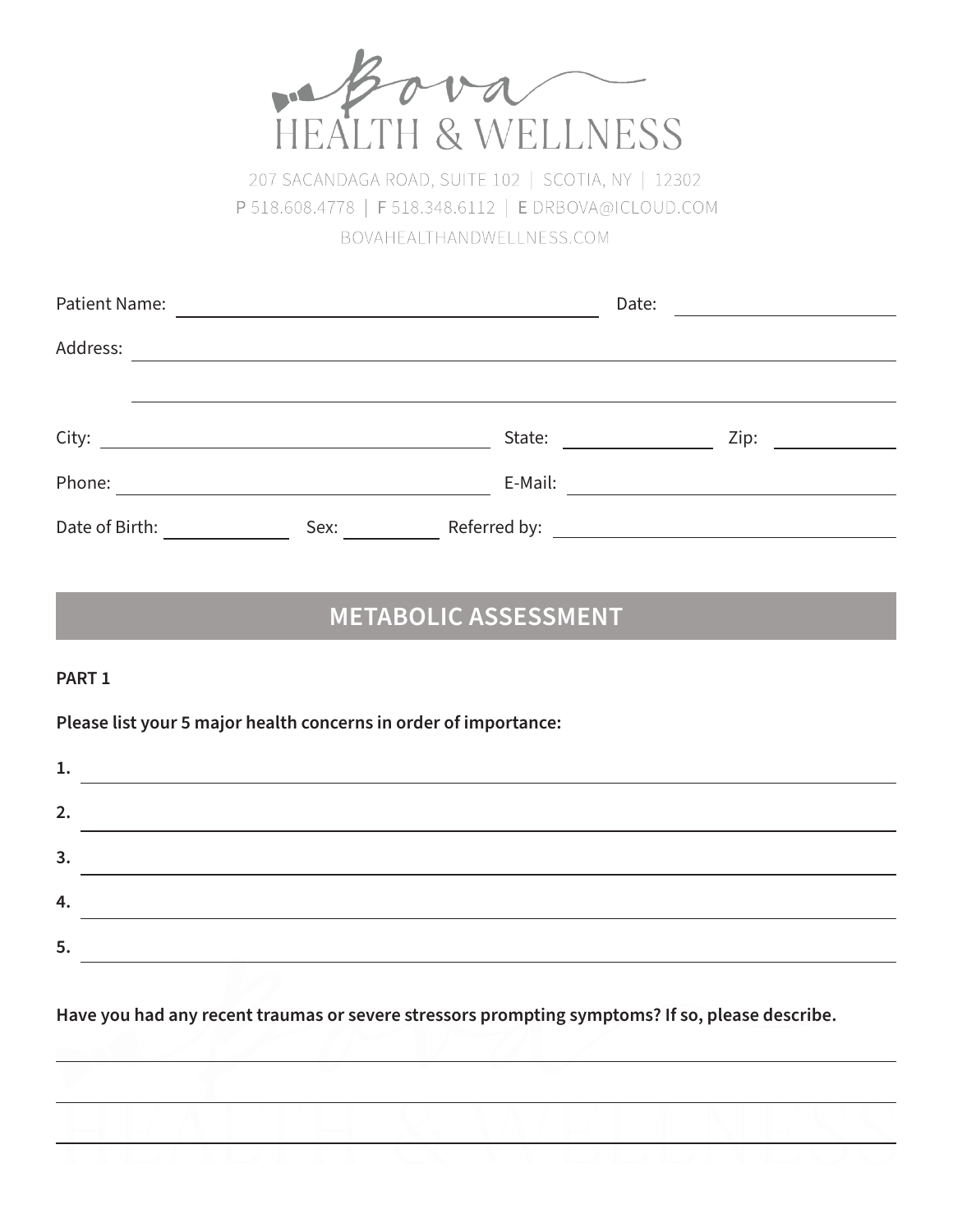# Bova HEALTH & WELLNESS

207 SACANDAGA ROAD, SUITE 102 | SCOTIA, NY | 12302
P 518.608.4778 | F 518.348.6112 | E DRBOVA@ICLOUD.COM
BOVAHEALTHANDWELLNESS.COM

Patient Name: ______________________________ Date: ______________

Address: ____________________________________________________

____________________________________________________

City: ______________________ State: __________ Zip: ________

Phone: ______________________ E-Mail: ______________________

Date of Birth: __________ Sex: ________ Referred by: ______________________

## METABOLIC ASSESSMENT

**PART 1**

**Please list your 5 major health concerns in order of importance:**

**1.** ____________________________________________________

**2.** ____________________________________________________

**3.** ____________________________________________________

**4.** ____________________________________________________

**5.** ____________________________________________________

**Have you had any recent traumas or severe stressors prompting symptoms? If so, please describe.**

____________________________________________________

____________________________________________________

____________________________________________________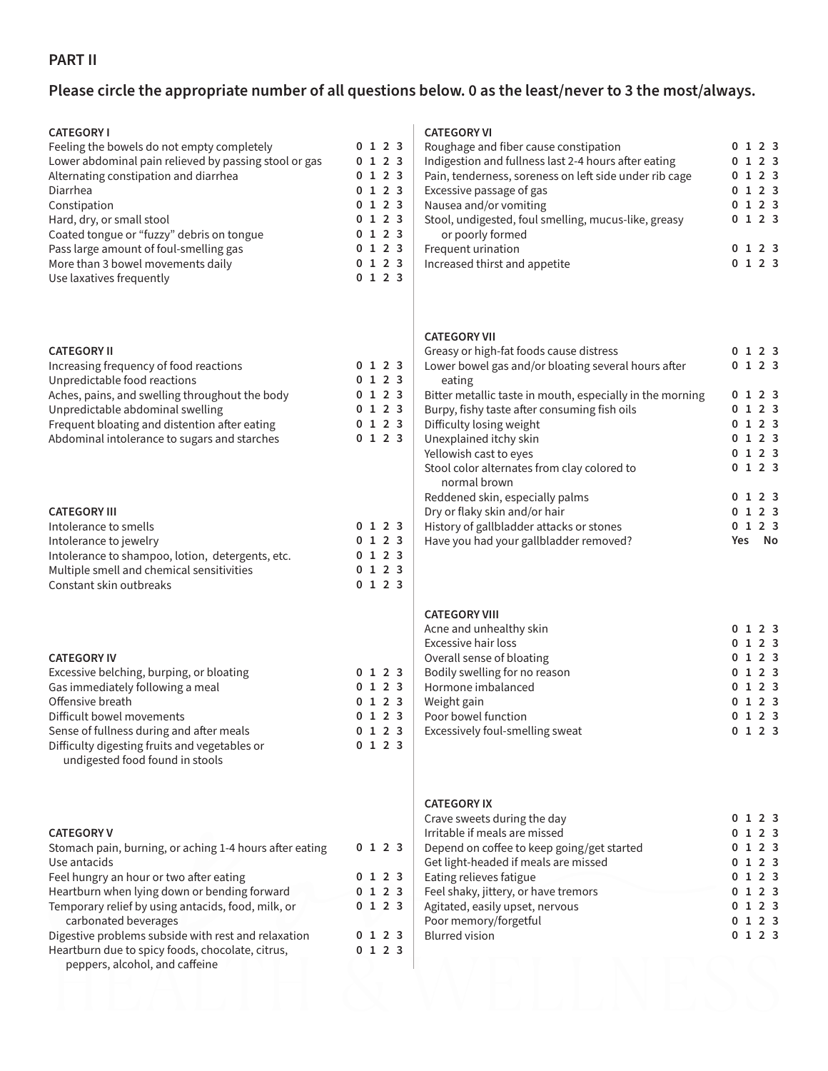## PART II

**Please circle the appropriate number of all questions below. 0 as the least/never to 3 the most/always.**

### CATEGORY I

| | |
|---|---|
| Feeling the bowels do not empty completely | 0 1 2 3 |
| Lower abdominal pain relieved by passing stool or gas | 0 1 2 3 |
| Alternating constipation and diarrhea | 0 1 2 3 |
| Diarrhea | 0 1 2 3 |
| Constipation | 0 1 2 3 |
| Hard, dry, or small stool | 0 1 2 3 |
| Coated tongue or "fuzzy" debris on tongue | 0 1 2 3 |
| Pass large amount of foul-smelling gas | 0 1 2 3 |
| More than 3 bowel movements daily | 0 1 2 3 |
| Use laxatives frequently | 0 1 2 3 |

### CATEGORY II

| | |
|---|---|
| Increasing frequency of food reactions | 0 1 2 3 |
| Unpredictable food reactions | 0 1 2 3 |
| Aches, pains, and swelling throughout the body | 0 1 2 3 |
| Unpredictable abdominal swelling | 0 1 2 3 |
| Frequent bloating and distention after eating | 0 1 2 3 |
| Abdominal intolerance to sugars and starches | 0 1 2 3 |

### CATEGORY III

| | |
|---|---|
| Intolerance to smells | 0 1 2 3 |
| Intolerance to jewelry | 0 1 2 3 |
| Intolerance to shampoo, lotion, detergents, etc. | 0 1 2 3 |
| Multiple smell and chemical sensitivities | 0 1 2 3 |
| Constant skin outbreaks | 0 1 2 3 |

### CATEGORY IV

| | |
|---|---|
| Excessive belching, burping, or bloating | 0 1 2 3 |
| Gas immediately following a meal | 0 1 2 3 |
| Offensive breath | 0 1 2 3 |
| Difficult bowel movements | 0 1 2 3 |
| Sense of fullness during and after meals | 0 1 2 3 |
| Difficulty digesting fruits and vegetables or undigested food found in stools | 0 1 2 3 |

### CATEGORY V

| | |
|---|---|
| Stomach pain, burning, or aching 1-4 hours after eating | 0 1 2 3 |
| Use antacids | |
| Feel hungry an hour or two after eating | 0 1 2 3 |
| Heartburn when lying down or bending forward | 0 1 2 3 |
| Temporary relief by using antacids, food, milk, or carbonated beverages | 0 1 2 3 |
| Digestive problems subside with rest and relaxation | 0 1 2 3 |
| Heartburn due to spicy foods, chocolate, citrus, peppers, alcohol, and caffeine | 0 1 2 3 |

### CATEGORY VI

| | |
|---|---|
| Roughage and fiber cause constipation | 0 1 2 3 |
| Indigestion and fullness last 2-4 hours after eating | 0 1 2 3 |
| Pain, tenderness, soreness on left side under rib cage | 0 1 2 3 |
| Excessive passage of gas | 0 1 2 3 |
| Nausea and/or vomiting | 0 1 2 3 |
| Stool, undigested, foul smelling, mucus-like, greasy or poorly formed | 0 1 2 3 |
| Frequent urination | 0 1 2 3 |
| Increased thirst and appetite | 0 1 2 3 |

### CATEGORY VII

| | |
|---|---|
| Greasy or high-fat foods cause distress | 0 1 2 3 |
| Lower bowel gas and/or bloating several hours after eating | 0 1 2 3 |
| Bitter metallic taste in mouth, especially in the morning | 0 1 2 3 |
| Burpy, fishy taste after consuming fish oils | 0 1 2 3 |
| Difficulty losing weight | 0 1 2 3 |
| Unexplained itchy skin | 0 1 2 3 |
| Yellowish cast to eyes | 0 1 2 3 |
| Stool color alternates from clay colored to normal brown | 0 1 2 3 |
| Reddened skin, especially palms | 0 1 2 3 |
| Dry or flaky skin and/or hair | 0 1 2 3 |
| History of gallbladder attacks or stones | 0 1 2 3 |
| Have you had your gallbladder removed? | Yes No |

### CATEGORY VIII

| | |
|---|---|
| Acne and unhealthy skin | 0 1 2 3 |
| Excessive hair loss | 0 1 2 3 |
| Overall sense of bloating | 0 1 2 3 |
| Bodily swelling for no reason | 0 1 2 3 |
| Hormone imbalanced | 0 1 2 3 |
| Weight gain | 0 1 2 3 |
| Poor bowel function | 0 1 2 3 |
| Excessively foul-smelling sweat | 0 1 2 3 |

### CATEGORY IX

| | |
|---|---|
| Crave sweets during the day | 0 1 2 3 |
| Irritable if meals are missed | 0 1 2 3 |
| Depend on coffee to keep going/get started | 0 1 2 3 |
| Get light-headed if meals are missed | 0 1 2 3 |
| Eating relieves fatigue | 0 1 2 3 |
| Feel shaky, jittery, or have tremors | 0 1 2 3 |
| Agitated, easily upset, nervous | 0 1 2 3 |
| Poor memory/forgetful | 0 1 2 3 |
| Blurred vision | 0 1 2 3 |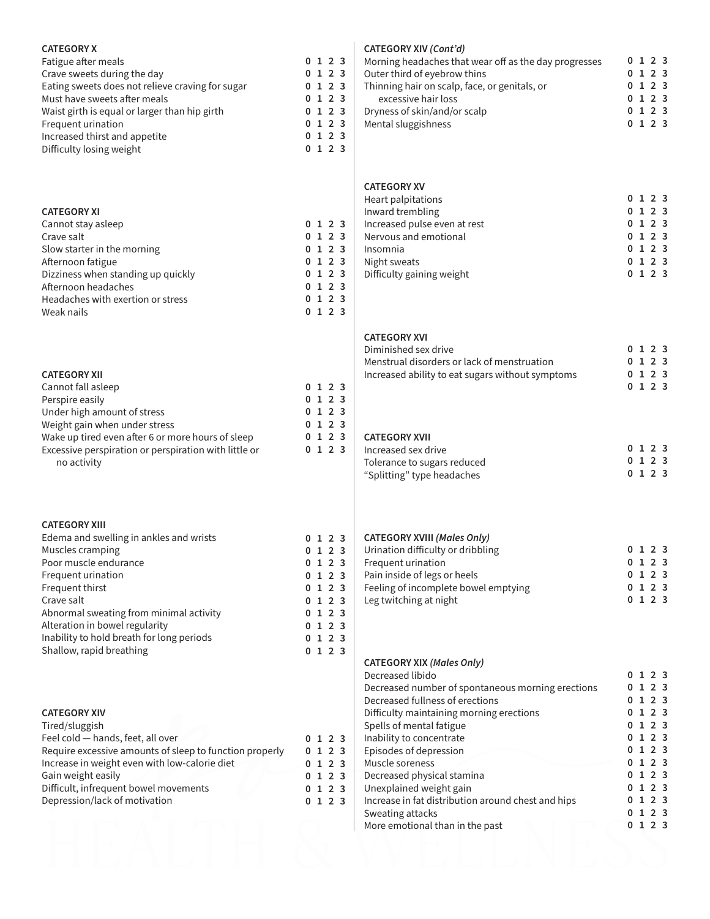### CATEGORY X

| Symptom | Score |
|---|---|
| Fatigue after meals | 0 1 2 3 |
| Crave sweets during the day | 0 1 2 3 |
| Eating sweets does not relieve craving for sugar | 0 1 2 3 |
| Must have sweets after meals | 0 1 2 3 |
| Waist girth is equal or larger than hip girth | 0 1 2 3 |
| Frequent urination | 0 1 2 3 |
| Increased thirst and appetite | 0 1 2 3 |
| Difficulty losing weight | 0 1 2 3 |

### CATEGORY XI

| Symptom | Score |
|---|---|
| Cannot stay asleep | 0 1 2 3 |
| Crave salt | 0 1 2 3 |
| Slow starter in the morning | 0 1 2 3 |
| Afternoon fatigue | 0 1 2 3 |
| Dizziness when standing up quickly | 0 1 2 3 |
| Afternoon headaches | 0 1 2 3 |
| Headaches with exertion or stress | 0 1 2 3 |
| Weak nails | 0 1 2 3 |

### CATEGORY XII

| Symptom | Score |
|---|---|
| Cannot fall asleep | 0 1 2 3 |
| Perspire easily | 0 1 2 3 |
| Under high amount of stress | 0 1 2 3 |
| Weight gain when under stress | 0 1 2 3 |
| Wake up tired even after 6 or more hours of sleep | 0 1 2 3 |
| Excessive perspiration or perspiration with little or no activity | 0 1 2 3 |

### CATEGORY XIII

| Symptom | Score |
|---|---|
| Edema and swelling in ankles and wrists | 0 1 2 3 |
| Muscles cramping | 0 1 2 3 |
| Poor muscle endurance | 0 1 2 3 |
| Frequent urination | 0 1 2 3 |
| Frequent thirst | 0 1 2 3 |
| Crave salt | 0 1 2 3 |
| Abnormal sweating from minimal activity | 0 1 2 3 |
| Alteration in bowel regularity | 0 1 2 3 |
| Inability to hold breath for long periods | 0 1 2 3 |
| Shallow, rapid breathing | 0 1 2 3 |

### CATEGORY XIV

| Symptom | Score |
|---|---|
| Tired/sluggish | |
| Feel cold — hands, feet, all over | 0 1 2 3 |
| Require excessive amounts of sleep to function properly | 0 1 2 3 |
| Increase in weight even with low-calorie diet | 0 1 2 3 |
| Gain weight easily | 0 1 2 3 |
| Difficult, infrequent bowel movements | 0 1 2 3 |
| Depression/lack of motivation | 0 1 2 3 |

### CATEGORY XIV *(Cont'd)*

| Symptom | Score |
|---|---|
| Morning headaches that wear off as the day progresses | 0 1 2 3 |
| Outer third of eyebrow thins | 0 1 2 3 |
| Thinning hair on scalp, face, or genitals, or excessive hair loss | 0 1 2 3 |
| Dryness of skin/and/or scalp | 0 1 2 3 |
| Mental sluggishness | 0 1 2 3 |

### CATEGORY XV

| Symptom | Score |
|---|---|
| Heart palpitations | 0 1 2 3 |
| Inward trembling | 0 1 2 3 |
| Increased pulse even at rest | 0 1 2 3 |
| Nervous and emotional | 0 1 2 3 |
| Insomnia | 0 1 2 3 |
| Night sweats | 0 1 2 3 |
| Difficulty gaining weight | 0 1 2 3 |

### CATEGORY XVI

| Symptom | Score |
|---|---|
| Diminished sex drive | 0 1 2 3 |
| Menstrual disorders or lack of menstruation | 0 1 2 3 |
| Increased ability to eat sugars without symptoms | 0 1 2 3 |

### CATEGORY XVII

| Symptom | Score |
|---|---|
| Increased sex drive | 0 1 2 3 |
| Tolerance to sugars reduced | 0 1 2 3 |
| "Splitting" type headaches | 0 1 2 3 |

### CATEGORY XVIII *(Males Only)*

| Symptom | Score |
|---|---|
| Urination difficulty or dribbling | 0 1 2 3 |
| Frequent urination | 0 1 2 3 |
| Pain inside of legs or heels | 0 1 2 3 |
| Feeling of incomplete bowel emptying | 0 1 2 3 |
| Leg twitching at night | 0 1 2 3 |

### CATEGORY XIX *(Males Only)*

| Symptom | Score |
|---|---|
| Decreased libido | 0 1 2 3 |
| Decreased number of spontaneous morning erections | 0 1 2 3 |
| Decreased fullness of erections | 0 1 2 3 |
| Difficulty maintaining morning erections | 0 1 2 3 |
| Spells of mental fatigue | 0 1 2 3 |
| Inability to concentrate | 0 1 2 3 |
| Episodes of depression | 0 1 2 3 |
| Muscle soreness | 0 1 2 3 |
| Decreased physical stamina | 0 1 2 3 |
| Unexplained weight gain | 0 1 2 3 |
| Increase in fat distribution around chest and hips | 0 1 2 3 |
| Sweating attacks | 0 1 2 3 |
| More emotional than in the past | 0 1 2 3 |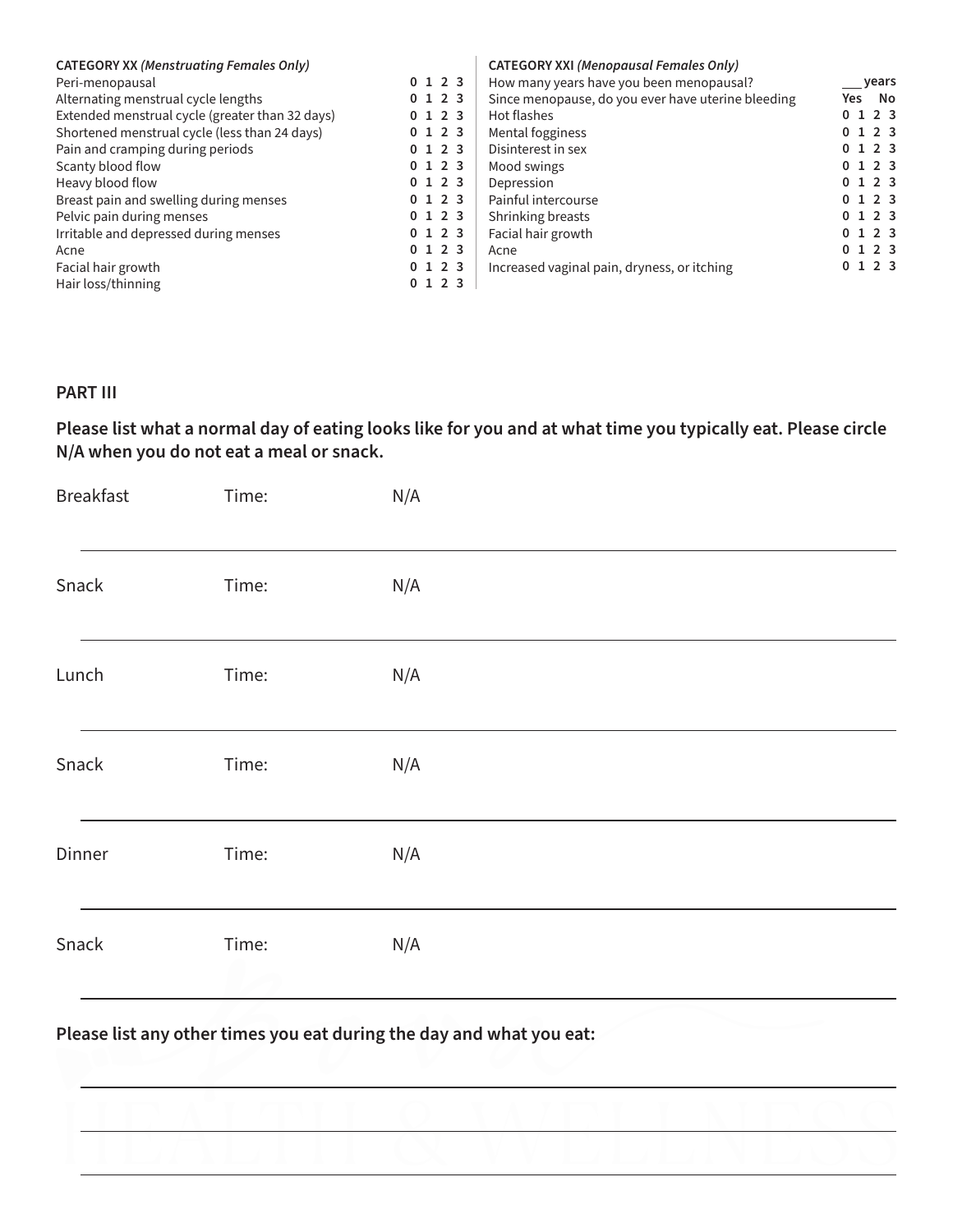**CATEGORY XX** *(Menstruating Females Only)*

| | |
|---|---|
| Peri-menopausal | 0 1 2 3 |
| Alternating menstrual cycle lengths | 0 1 2 3 |
| Extended menstrual cycle (greater than 32 days) | 0 1 2 3 |
| Shortened menstrual cycle (less than 24 days) | 0 1 2 3 |
| Pain and cramping during periods | 0 1 2 3 |
| Scanty blood flow | 0 1 2 3 |
| Heavy blood flow | 0 1 2 3 |
| Breast pain and swelling during menses | 0 1 2 3 |
| Pelvic pain during menses | 0 1 2 3 |
| Irritable and depressed during menses | 0 1 2 3 |
| Acne | 0 1 2 3 |
| Facial hair growth | 0 1 2 3 |
| Hair loss/thinning | 0 1 2 3 |

**CATEGORY XXI** *(Menopausal Females Only)*

| | |
|---|---|
| How many years have you been menopausal? | ___ years |
| Since menopause, do you ever have uterine bleeding | Yes No |
| Hot flashes | 0 1 2 3 |
| Mental fogginess | 0 1 2 3 |
| Disinterest in sex | 0 1 2 3 |
| Mood swings | 0 1 2 3 |
| Depression | 0 1 2 3 |
| Painful intercourse | 0 1 2 3 |
| Shrinking breasts | 0 1 2 3 |
| Facial hair growth | 0 1 2 3 |
| Acne | 0 1 2 3 |
| Increased vaginal pain, dryness, or itching | 0 1 2 3 |

**PART III**

**Please list what a normal day of eating looks like for you and at what time you typically eat. Please circle N/A when you do not eat a meal or snack.**

Breakfast Time: N/A

Snack Time: N/A

Lunch Time: N/A

Snack Time: N/A

Dinner Time: N/A

Snack Time: N/A

**Please list any other times you eat during the day and what you eat:**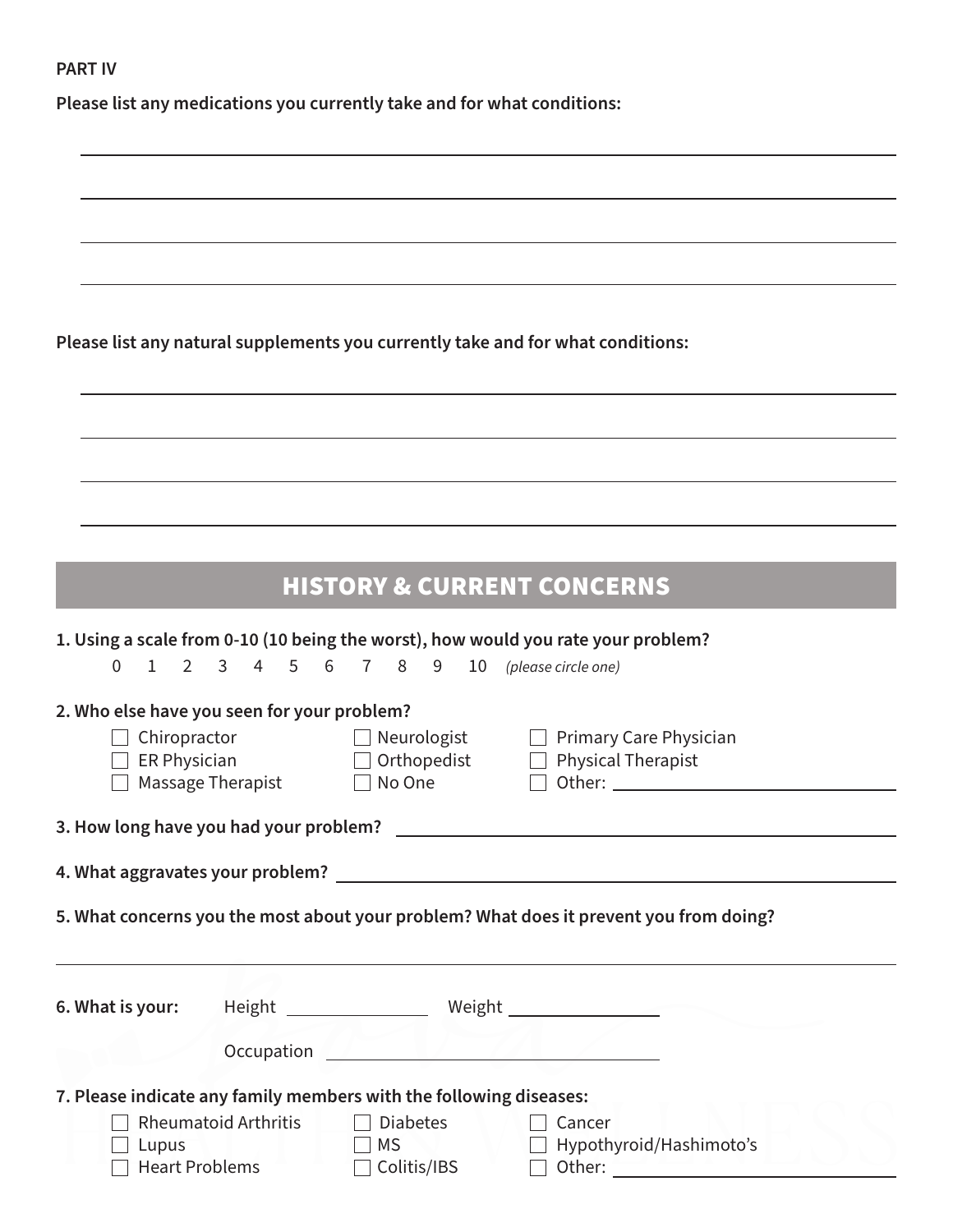**PART IV**

**Please list any medications you currently take and for what conditions:**

\_\_\_\_\_\_\_\_\_\_\_\_\_\_\_\_\_\_\_\_\_\_\_\_\_\_\_\_\_\_\_\_\_\_\_\_\_\_\_\_\_\_\_\_\_\_\_\_\_\_\_\_\_\_\_\_\_\_\_\_

\_\_\_\_\_\_\_\_\_\_\_\_\_\_\_\_\_\_\_\_\_\_\_\_\_\_\_\_\_\_\_\_\_\_\_\_\_\_\_\_\_\_\_\_\_\_\_\_\_\_\_\_\_\_\_\_\_\_\_\_

\_\_\_\_\_\_\_\_\_\_\_\_\_\_\_\_\_\_\_\_\_\_\_\_\_\_\_\_\_\_\_\_\_\_\_\_\_\_\_\_\_\_\_\_\_\_\_\_\_\_\_\_\_\_\_\_\_\_\_\_

\_\_\_\_\_\_\_\_\_\_\_\_\_\_\_\_\_\_\_\_\_\_\_\_\_\_\_\_\_\_\_\_\_\_\_\_\_\_\_\_\_\_\_\_\_\_\_\_\_\_\_\_\_\_\_\_\_\_\_\_

**Please list any natural supplements you currently take and for what conditions:**

\_\_\_\_\_\_\_\_\_\_\_\_\_\_\_\_\_\_\_\_\_\_\_\_\_\_\_\_\_\_\_\_\_\_\_\_\_\_\_\_\_\_\_\_\_\_\_\_\_\_\_\_\_\_\_\_\_\_\_\_

\_\_\_\_\_\_\_\_\_\_\_\_\_\_\_\_\_\_\_\_\_\_\_\_\_\_\_\_\_\_\_\_\_\_\_\_\_\_\_\_\_\_\_\_\_\_\_\_\_\_\_\_\_\_\_\_\_\_\_\_

\_\_\_\_\_\_\_\_\_\_\_\_\_\_\_\_\_\_\_\_\_\_\_\_\_\_\_\_\_\_\_\_\_\_\_\_\_\_\_\_\_\_\_\_\_\_\_\_\_\_\_\_\_\_\_\_\_\_\_\_

\_\_\_\_\_\_\_\_\_\_\_\_\_\_\_\_\_\_\_\_\_\_\_\_\_\_\_\_\_\_\_\_\_\_\_\_\_\_\_\_\_\_\_\_\_\_\_\_\_\_\_\_\_\_\_\_\_\_\_\_

## HISTORY & CURRENT CONCERNS

**1. Using a scale from 0-10 (10 being the worst), how would you rate your problem?**

0 1 2 3 4 5 6 7 8 9 10 *(please circle one)*

**2. Who else have you seen for your problem?**

- ☐ Chiropractor
- ☐ ER Physician
- ☐ Massage Therapist
- ☐ Neurologist
- ☐ Orthopedist
- ☐ No One
- ☐ Primary Care Physician
- ☐ Physical Therapist
- ☐ Other: \_\_\_\_\_\_\_\_\_\_\_\_\_\_\_\_

**3. How long have you had your problem?** \_\_\_\_\_\_\_\_\_\_\_\_\_\_\_\_\_\_\_\_\_\_\_\_

**4. What aggravates your problem?** \_\_\_\_\_\_\_\_\_\_\_\_\_\_\_\_\_\_\_\_\_\_\_\_

**5. What concerns you the most about your problem? What does it prevent you from doing?**

\_\_\_\_\_\_\_\_\_\_\_\_\_\_\_\_\_\_\_\_\_\_\_\_\_\_\_\_\_\_\_\_\_\_\_\_\_\_\_\_\_\_\_\_\_\_\_\_\_\_\_\_\_\_\_\_\_\_\_\_

**6. What is your:** Height \_\_\_\_\_\_\_\_\_\_ Weight \_\_\_\_\_\_\_\_\_\_

Occupation \_\_\_\_\_\_\_\_\_\_\_\_\_\_\_\_\_\_\_\_

**7. Please indicate any family members with the following diseases:**

- ☐ Rheumatoid Arthritis
- ☐ Lupus
- ☐ Heart Problems
- ☐ Diabetes
- ☐ MS
- ☐ Colitis/IBS
- ☐ Cancer
- ☐ Hypothyroid/Hashimoto's
- ☐ Other: \_\_\_\_\_\_\_\_\_\_\_\_\_\_\_\_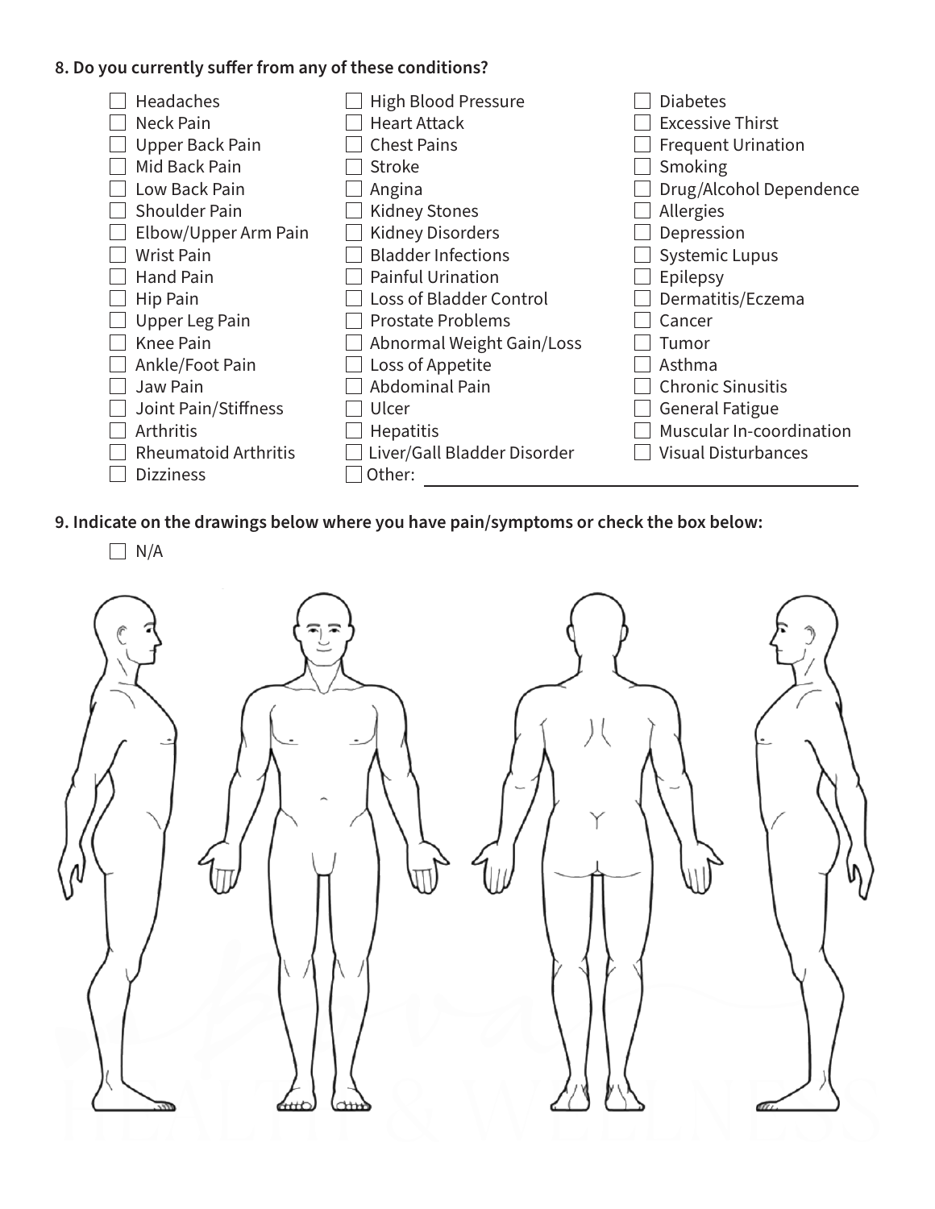**8. Do you currently suffer from any of these conditions?**

- [ ] Headaches
- [ ] Neck Pain
- [ ] Upper Back Pain
- [ ] Mid Back Pain
- [ ] Low Back Pain
- [ ] Shoulder Pain
- [ ] Elbow/Upper Arm Pain
- [ ] Wrist Pain
- [ ] Hand Pain
- [ ] Hip Pain
- [ ] Upper Leg Pain
- [ ] Knee Pain
- [ ] Ankle/Foot Pain
- [ ] Jaw Pain
- [ ] Joint Pain/Stiffness
- [ ] Arthritis
- [ ] Rheumatoid Arthritis
- [ ] Dizziness
- [ ] High Blood Pressure
- [ ] Heart Attack
- [ ] Chest Pains
- [ ] Stroke
- [ ] Angina
- [ ] Kidney Stones
- [ ] Kidney Disorders
- [ ] Bladder Infections
- [ ] Painful Urination
- [ ] Loss of Bladder Control
- [ ] Prostate Problems
- [ ] Abnormal Weight Gain/Loss
- [ ] Loss of Appetite
- [ ] Abdominal Pain
- [ ] Ulcer
- [ ] Hepatitis
- [ ] Liver/Gall Bladder Disorder
- [ ] Other: ____________________
- [ ] Diabetes
- [ ] Excessive Thirst
- [ ] Frequent Urination
- [ ] Smoking
- [ ] Drug/Alcohol Dependence
- [ ] Allergies
- [ ] Depression
- [ ] Systemic Lupus
- [ ] Epilepsy
- [ ] Dermatitis/Eczema
- [ ] Cancer
- [ ] Tumor
- [ ] Asthma
- [ ] Chronic Sinusitis
- [ ] General Fatigue
- [ ] Muscular In-coordination
- [ ] Visual Disturbances

**9. Indicate on the drawings below where you have pain/symptoms or check the box below:**

- [ ] N/A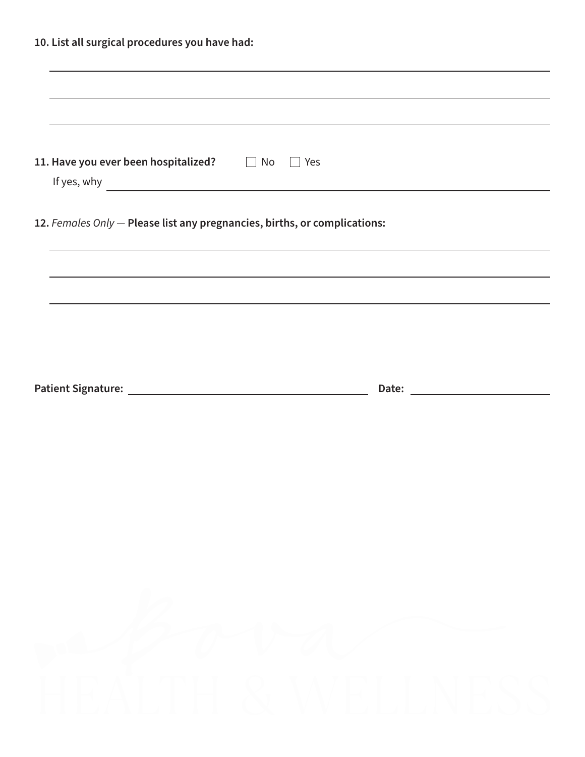**10. List all surgical procedures you have had:**

\_\_\_\_\_\_\_\_\_\_\_\_\_\_\_\_\_\_\_\_\_\_\_\_\_\_\_\_\_\_\_\_\_\_\_\_\_\_\_\_\_\_\_\_\_\_\_\_

\_\_\_\_\_\_\_\_\_\_\_\_\_\_\_\_\_\_\_\_\_\_\_\_\_\_\_\_\_\_\_\_\_\_\_\_\_\_\_\_\_\_\_\_\_\_\_\_

\_\_\_\_\_\_\_\_\_\_\_\_\_\_\_\_\_\_\_\_\_\_\_\_\_\_\_\_\_\_\_\_\_\_\_\_\_\_\_\_\_\_\_\_\_\_\_\_

**11. Have you ever been hospitalized?** ☐ No ☐ Yes

If yes, why \_\_\_\_\_\_\_\_\_\_\_\_\_\_\_\_\_\_\_\_\_\_\_\_\_\_\_\_\_\_\_\_\_\_\_\_\_\_\_\_

**12.** *Females Only —* **Please list any pregnancies, births, or complications:**

\_\_\_\_\_\_\_\_\_\_\_\_\_\_\_\_\_\_\_\_\_\_\_\_\_\_\_\_\_\_\_\_\_\_\_\_\_\_\_\_\_\_\_\_\_\_\_\_

\_\_\_\_\_\_\_\_\_\_\_\_\_\_\_\_\_\_\_\_\_\_\_\_\_\_\_\_\_\_\_\_\_\_\_\_\_\_\_\_\_\_\_\_\_\_\_\_

\_\_\_\_\_\_\_\_\_\_\_\_\_\_\_\_\_\_\_\_\_\_\_\_\_\_\_\_\_\_\_\_\_\_\_\_\_\_\_\_\_\_\_\_\_\_\_\_

**Patient Signature:** \_\_\_\_\_\_\_\_\_\_\_\_\_\_\_\_\_\_\_\_\_\_\_\_\_\_\_\_ **Date:** \_\_\_\_\_\_\_\_\_\_\_\_\_\_\_\_